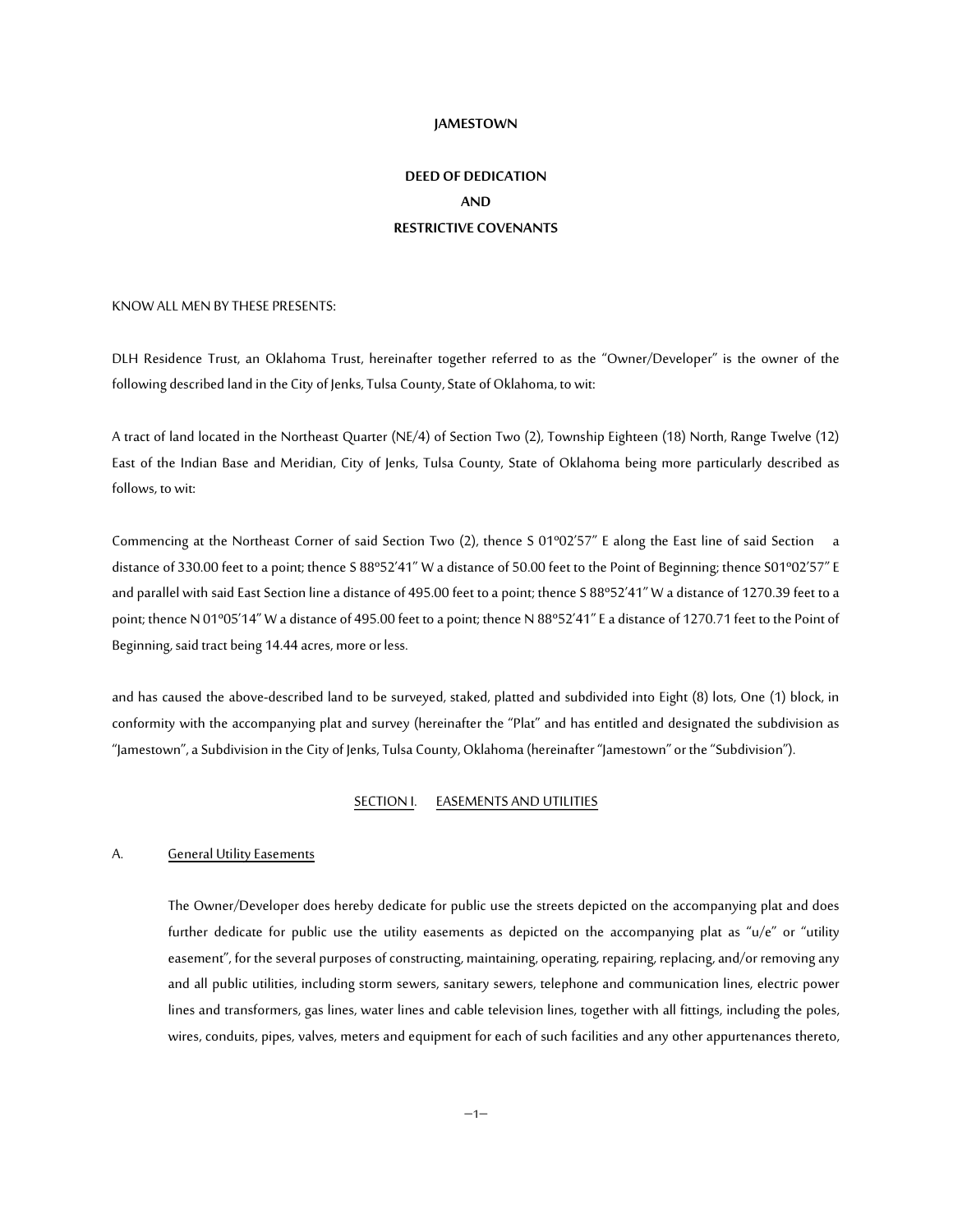**JAMESTOWN**

**DEED OF DEDICATION**

**AND**

**RESTRICTIVE COVENANTS**

KNOW ALL MEN BY THESE PRESENTS:

DLH Residence Trust, an Oklahoma Trust, hereinafter together referred to as the "Owner/Developer" is the owner of the following described land in the City of Jenks, Tulsa County, State of Oklahoma, to wit:

A tract of land located in the Northeast Quarter (NE/4) of Section Two (2), Township Eighteen (18) North, Range Twelve (12) East of the Indian Base and Meridian, City of Jenks, Tulsa County, State of Oklahoma being more particularly described as follows, to wit:

Commencing at the Northeast Corner of said Section Two (2), thence S 01º02'57" E along the East line of said Section a distance of 330.00 feet to a point; thence S 88º52'41" W a distance of 50.00 feet to the Point of Beginning; thence S01º02'57" E and parallel with said East Section line a distance of 495.00 feet to a point; thence S 88º52'41" W a distance of 1270.39 feet to a point; thence N 01º05'14" W a distance of 495.00 feet to a point; thence N 88º52'41" E a distance of 1270.71 feet to the Point of Beginning, said tract being 14.44 acres, more or less.

and has caused the above-described land to be surveyed, staked, platted and subdivided into Eight (8) lots, One (1) block, in conformity with the accompanying plat and survey (hereinafter the "Plat" and has entitled and designated the subdivision as "Jamestown", a Subdivision in the City of Jenks, Tulsa County, Oklahoma (hereinafter "Jamestown" or the "Subdivision").

## SECTION I. EASEMENTS AND UTILITIES

### A. General Utility Easements

The Owner/Developer does hereby dedicate for public use the streets depicted on the accompanying plat and does further dedicate for public use the utility easements as depicted on the accompanying plat as "u/e" or "utility easement", for the several purposes of constructing, maintaining, operating, repairing, replacing, and/or removing any and all public utilities, including storm sewers, sanitary sewers, telephone and communication lines, electric power lines and transformers, gas lines, water lines and cable television lines, together with all fittings, including the poles, wires, conduits, pipes, valves, meters and equipment for each of such facilities and any other appurtenances thereto,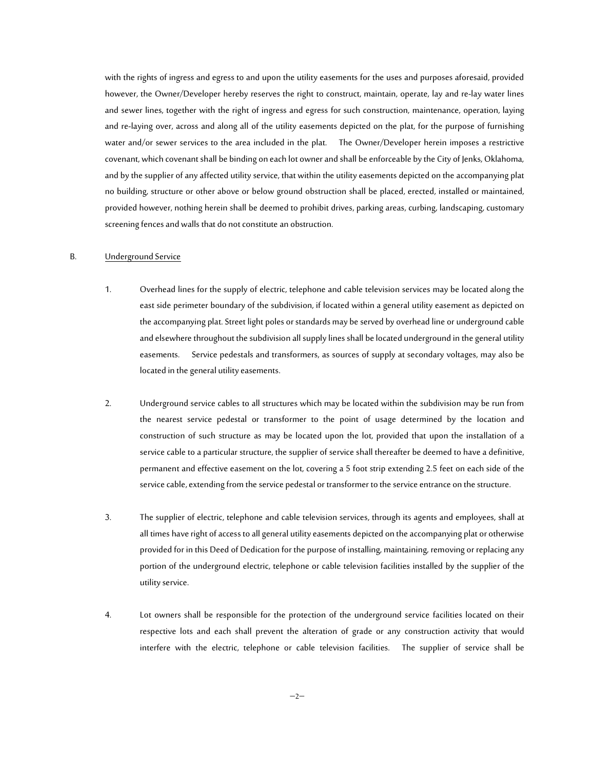with the rights of ingress and egress to and upon the utility easements for the uses and purposes aforesaid, provided however, the Owner/Developer hereby reserves the right to construct, maintain, operate, lay and re-lay water lines and sewer lines, together with the right of ingress and egress for such construction, maintenance, operation, laying and re-laying over, across and along all of the utility easements depicted on the plat, for the purpose of furnishing water and/or sewer services to the area included in the plat. The Owner/Developer herein imposes a restrictive covenant, which covenant shall be binding on each lot owner and shall be enforceable by the City of Jenks, Oklahoma, and by the supplier of any affected utility service, that within the utility easements depicted on the accompanying plat no building, structure or other above or below ground obstruction shall be placed, erected, installed or maintained, provided however, nothing herein shall be deemed to prohibit drives, parking areas, curbing, landscaping, customary screening fences and walls that do not constitute an obstruction.

B. Underground Service

1. Overhead lines for the supply of electric, telephone and cable television services may be located along the east side perimeter boundary of the subdivision, if located within a general utility easement as depicted on the accompanying plat. Street light poles or standards may be served by overhead line or underground cable and elsewhere throughout the subdivision all supply lines shall be located underground in the general utility easements. Service pedestals and transformers, as sources of supply at secondary voltages, may also be located in the general utility easements.

2. Underground service cables to all structures which may be located within the subdivision may be run from the nearest service pedestal or transformer to the point of usage determined by the location and construction of such structure as may be located upon the lot, provided that upon the installation of a service cable to a particular structure, the supplier of service shall thereafter be deemed to have a definitive, permanent and effective easement on the lot, covering a 5 foot strip extending 2.5 feet on each side of the service cable, extending from the service pedestal or transformer to the service entrance on the structure.

3. The supplier of electric, telephone and cable television services, through its agents and employees, shall at all times have right of access to all general utility easements depicted on the accompanying plat or otherwise provided for in this Deed of Dedication for the purpose of installing, maintaining, removing or replacing any portion of the underground electric, telephone or cable television facilities installed by the supplier of the utility service.

4. Lot owners shall be responsible for the protection of the underground service facilities located on their respective lots and each shall prevent the alteration of grade or any construction activity that would interfere with the electric, telephone or cable television facilities. The supplier of service shall be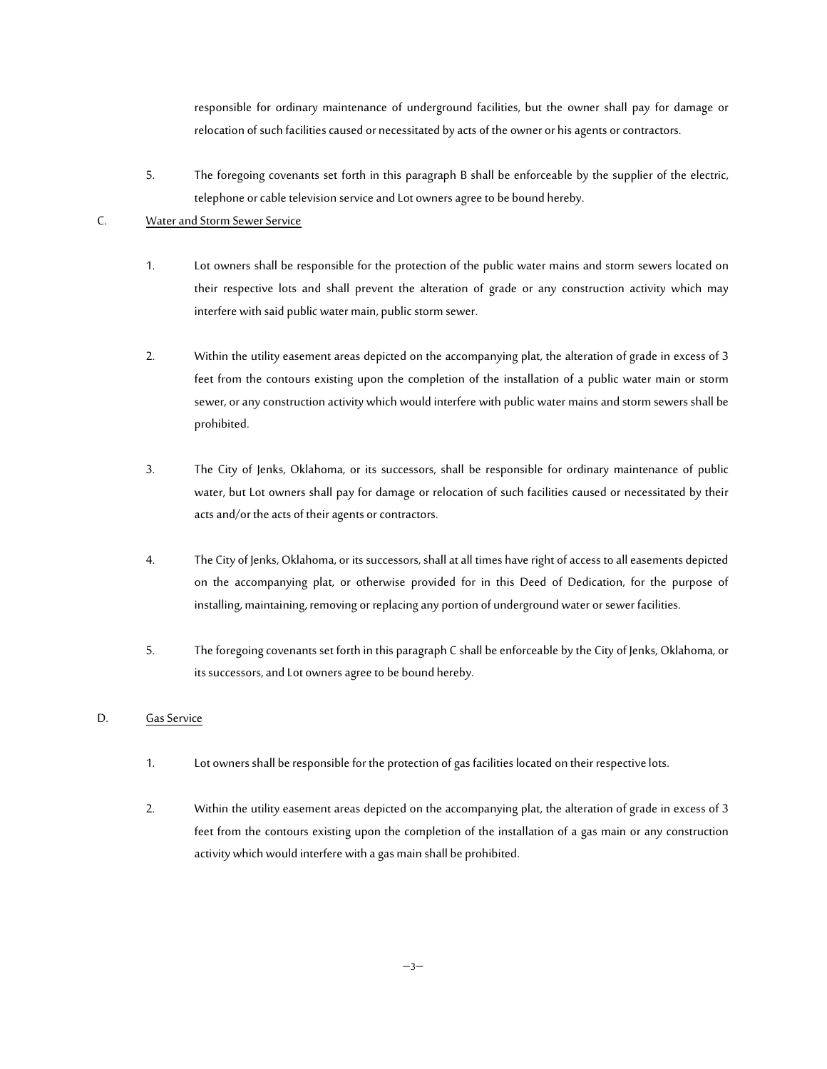responsible for ordinary maintenance of underground facilities, but the owner shall pay for damage or relocation of such facilities caused or necessitated by acts of the owner or his agents or contractors.

5. The foregoing covenants set forth in this paragraph B shall be enforceable by the supplier of the electric, telephone or cable television service and Lot owners agree to be bound hereby.

C. Water and Storm Sewer Service

1. Lot owners shall be responsible for the protection of the public water mains and storm sewers located on their respective lots and shall prevent the alteration of grade or any construction activity which may interfere with said public water main, public storm sewer.

2. Within the utility easement areas depicted on the accompanying plat, the alteration of grade in excess of 3 feet from the contours existing upon the completion of the installation of a public water main or storm sewer, or any construction activity which would interfere with public water mains and storm sewers shall be prohibited.

3. The City of Jenks, Oklahoma, or its successors, shall be responsible for ordinary maintenance of public water, but Lot owners shall pay for damage or relocation of such facilities caused or necessitated by their acts and/or the acts of their agents or contractors.

4. The City of Jenks, Oklahoma, or its successors, shall at all times have right of access to all easements depicted on the accompanying plat, or otherwise provided for in this Deed of Dedication, for the purpose of installing, maintaining, removing or replacing any portion of underground water or sewer facilities.

5. The foregoing covenants set forth in this paragraph C shall be enforceable by the City of Jenks, Oklahoma, or its successors, and Lot owners agree to be bound hereby.

D. Gas Service

1. Lot owners shall be responsible for the protection of gas facilities located on their respective lots.

2. Within the utility easement areas depicted on the accompanying plat, the alteration of grade in excess of 3 feet from the contours existing upon the completion of the installation of a gas main or any construction activity which would interfere with a gas main shall be prohibited.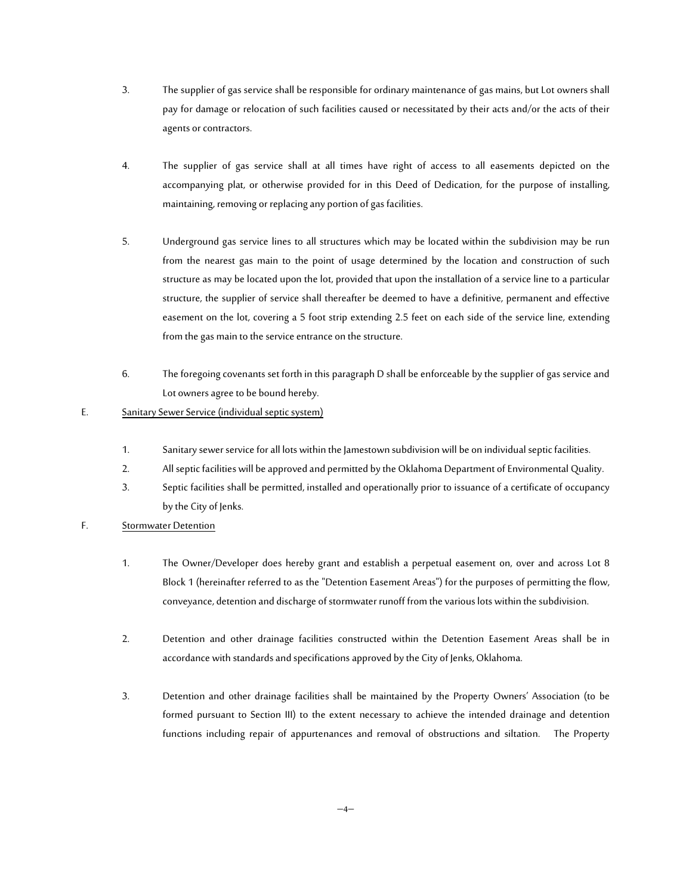3. The supplier of gas service shall be responsible for ordinary maintenance of gas mains, but Lot owners shall pay for damage or relocation of such facilities caused or necessitated by their acts and/or the acts of their agents or contractors.

4. The supplier of gas service shall at all times have right of access to all easements depicted on the accompanying plat, or otherwise provided for in this Deed of Dedication, for the purpose of installing, maintaining, removing or replacing any portion of gas facilities.

5. Underground gas service lines to all structures which may be located within the subdivision may be run from the nearest gas main to the point of usage determined by the location and construction of such structure as may be located upon the lot, provided that upon the installation of a service line to a particular structure, the supplier of service shall thereafter be deemed to have a definitive, permanent and effective easement on the lot, covering a 5 foot strip extending 2.5 feet on each side of the service line, extending from the gas main to the service entrance on the structure.

6. The foregoing covenants set forth in this paragraph D shall be enforceable by the supplier of gas service and Lot owners agree to be bound hereby.

E. <u>Sanitary Sewer Service (individual septic system)</u>

1. Sanitary sewer service for all lots within the Jamestown subdivision will be on individual septic facilities.
2. All septic facilities will be approved and permitted by the Oklahoma Department of Environmental Quality.
3. Septic facilities shall be permitted, installed and operationally prior to issuance of a certificate of occupancy by the City of Jenks.

F. <u>Stormwater Detention</u>

1. The Owner/Developer does hereby grant and establish a perpetual easement on, over and across Lot 8 Block 1 (hereinafter referred to as the "Detention Easement Areas") for the purposes of permitting the flow, conveyance, detention and discharge of stormwater runoff from the various lots within the subdivision.

2. Detention and other drainage facilities constructed within the Detention Easement Areas shall be in accordance with standards and specifications approved by the City of Jenks, Oklahoma.

3. Detention and other drainage facilities shall be maintained by the Property Owners' Association (to be formed pursuant to Section III) to the extent necessary to achieve the intended drainage and detention functions including repair of appurtenances and removal of obstructions and siltation. The Property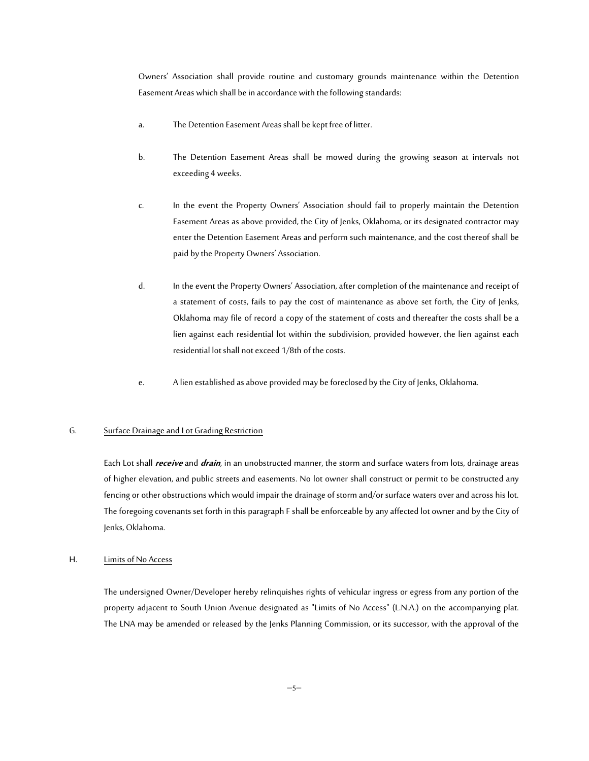Owners' Association shall provide routine and customary grounds maintenance within the Detention Easement Areas which shall be in accordance with the following standards:

a. The Detention Easement Areas shall be kept free of litter.

b. The Detention Easement Areas shall be mowed during the growing season at intervals not exceeding 4 weeks.

c. In the event the Property Owners' Association should fail to properly maintain the Detention Easement Areas as above provided, the City of Jenks, Oklahoma, or its designated contractor may enter the Detention Easement Areas and perform such maintenance, and the cost thereof shall be paid by the Property Owners' Association.

d. In the event the Property Owners' Association, after completion of the maintenance and receipt of a statement of costs, fails to pay the cost of maintenance as above set forth, the City of Jenks, Oklahoma may file of record a copy of the statement of costs and thereafter the costs shall be a lien against each residential lot within the subdivision, provided however, the lien against each residential lot shall not exceed 1/8th of the costs.

e. A lien established as above provided may be foreclosed by the City of Jenks, Oklahoma.

## G. Surface Drainage and Lot Grading Restriction

Each Lot shall ***receive*** and ***drain***, in an unobstructed manner, the storm and surface waters from lots, drainage areas of higher elevation, and public streets and easements. No lot owner shall construct or permit to be constructed any fencing or other obstructions which would impair the drainage of storm and/or surface waters over and across his lot. The foregoing covenants set forth in this paragraph F shall be enforceable by any affected lot owner and by the City of Jenks, Oklahoma.

## H. Limits of No Access

The undersigned Owner/Developer hereby relinquishes rights of vehicular ingress or egress from any portion of the property adjacent to South Union Avenue designated as "Limits of No Access" (L.N.A.) on the accompanying plat. The LNA may be amended or released by the Jenks Planning Commission, or its successor, with the approval of the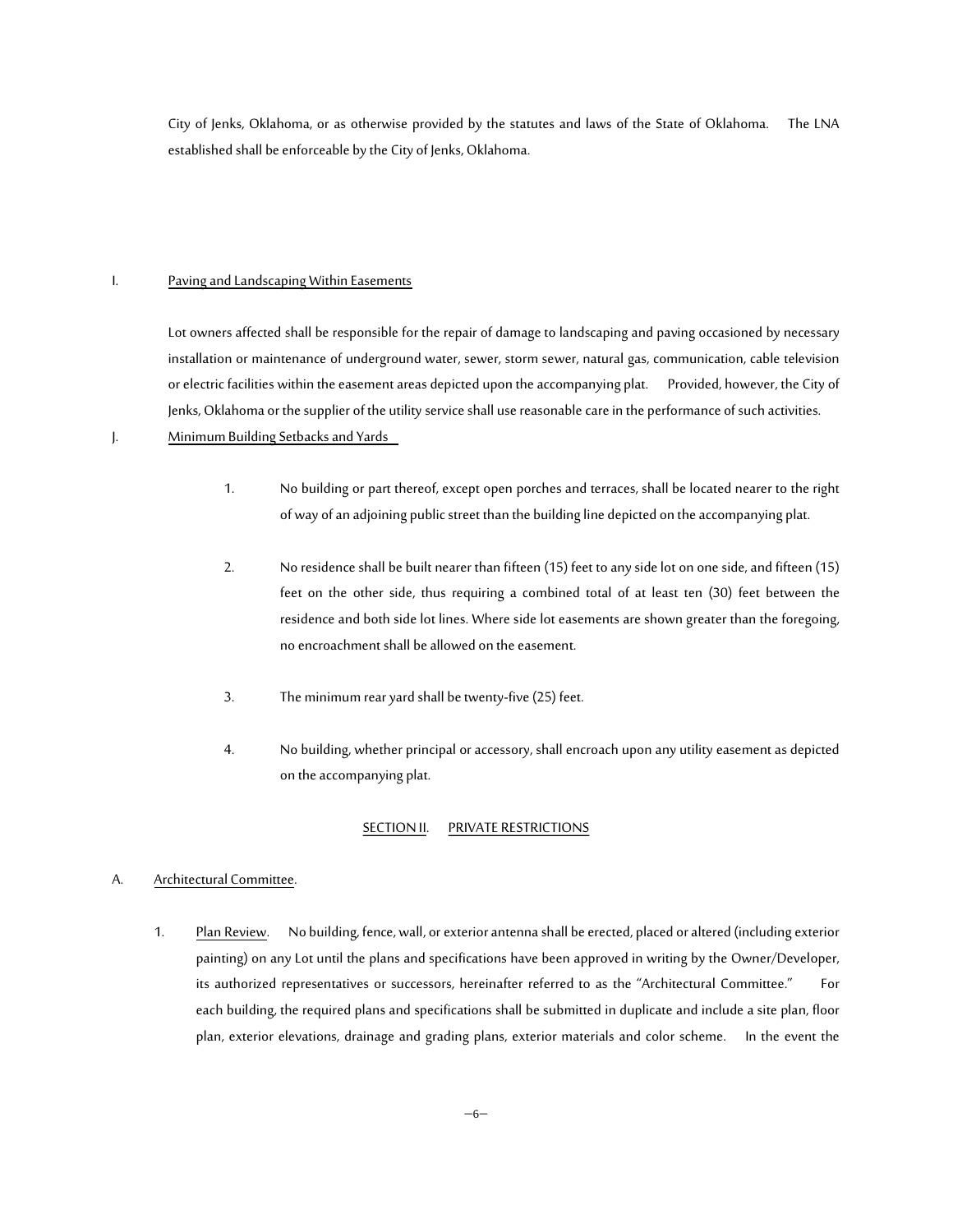City of Jenks, Oklahoma, or as otherwise provided by the statutes and laws of the State of Oklahoma. The LNA established shall be enforceable by the City of Jenks, Oklahoma.

I. Paving and Landscaping Within Easements

Lot owners affected shall be responsible for the repair of damage to landscaping and paving occasioned by necessary installation or maintenance of underground water, sewer, storm sewer, natural gas, communication, cable television or electric facilities within the easement areas depicted upon the accompanying plat. Provided, however, the City of Jenks, Oklahoma or the supplier of the utility service shall use reasonable care in the performance of such activities.

J. Minimum Building Setbacks and Yards

1. No building or part thereof, except open porches and terraces, shall be located nearer to the right of way of an adjoining public street than the building line depicted on the accompanying plat.

2. No residence shall be built nearer than fifteen (15) feet to any side lot on one side, and fifteen (15) feet on the other side, thus requiring a combined total of at least ten (30) feet between the residence and both side lot lines. Where side lot easements are shown greater than the foregoing, no encroachment shall be allowed on the easement.

3. The minimum rear yard shall be twenty-five (25) feet.

4. No building, whether principal or accessory, shall encroach upon any utility easement as depicted on the accompanying plat.

## SECTION II. PRIVATE RESTRICTIONS

A. Architectural Committee.

1. Plan Review. No building, fence, wall, or exterior antenna shall be erected, placed or altered (including exterior painting) on any Lot until the plans and specifications have been approved in writing by the Owner/Developer, its authorized representatives or successors, hereinafter referred to as the "Architectural Committee." For each building, the required plans and specifications shall be submitted in duplicate and include a site plan, floor plan, exterior elevations, drainage and grading plans, exterior materials and color scheme. In the event the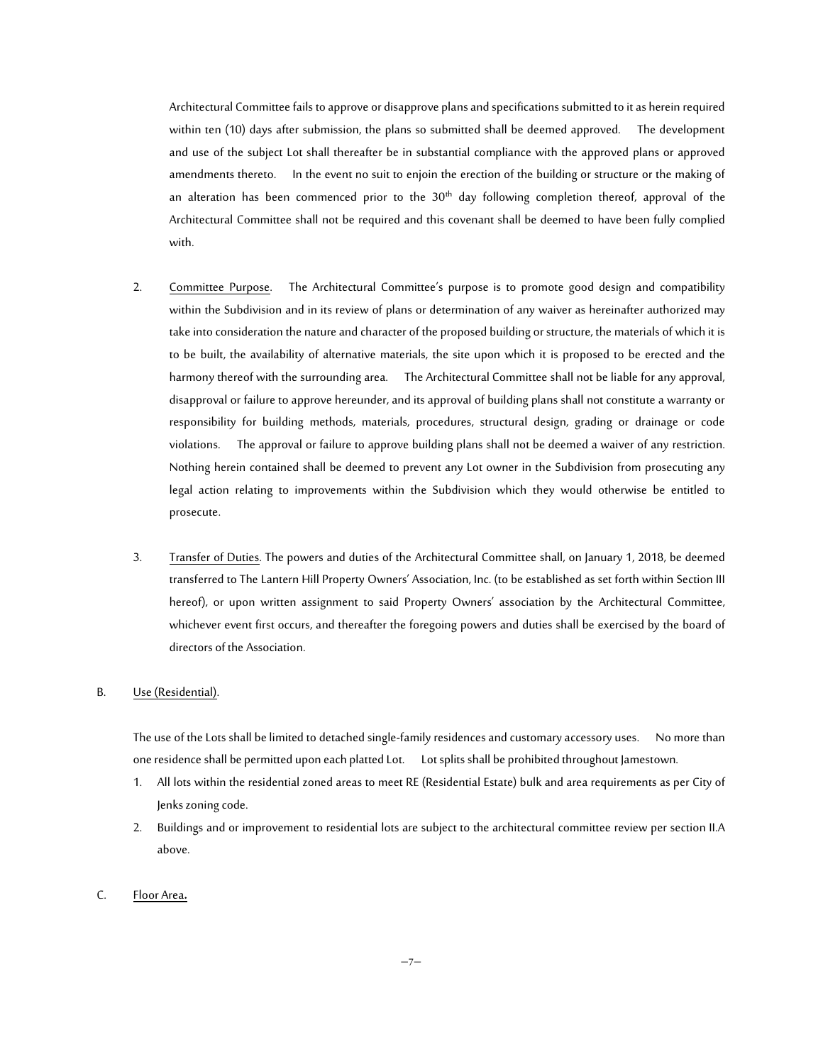Architectural Committee fails to approve or disapprove plans and specifications submitted to it as herein required within ten (10) days after submission, the plans so submitted shall be deemed approved. The development and use of the subject Lot shall thereafter be in substantial compliance with the approved plans or approved amendments thereto. In the event no suit to enjoin the erection of the building or structure or the making of an alteration has been commenced prior to the 30th day following completion thereof, approval of the Architectural Committee shall not be required and this covenant shall be deemed to have been fully complied with.

2. Committee Purpose. The Architectural Committee's purpose is to promote good design and compatibility within the Subdivision and in its review of plans or determination of any waiver as hereinafter authorized may take into consideration the nature and character of the proposed building or structure, the materials of which it is to be built, the availability of alternative materials, the site upon which it is proposed to be erected and the harmony thereof with the surrounding area. The Architectural Committee shall not be liable for any approval, disapproval or failure to approve hereunder, and its approval of building plans shall not constitute a warranty or responsibility for building methods, materials, procedures, structural design, grading or drainage or code violations. The approval or failure to approve building plans shall not be deemed a waiver of any restriction. Nothing herein contained shall be deemed to prevent any Lot owner in the Subdivision from prosecuting any legal action relating to improvements within the Subdivision which they would otherwise be entitled to prosecute.

3. Transfer of Duties. The powers and duties of the Architectural Committee shall, on January 1, 2018, be deemed transferred to The Lantern Hill Property Owners' Association, Inc. (to be established as set forth within Section III hereof), or upon written assignment to said Property Owners' association by the Architectural Committee, whichever event first occurs, and thereafter the foregoing powers and duties shall be exercised by the board of directors of the Association.

B. Use (Residential).

The use of the Lots shall be limited to detached single-family residences and customary accessory uses. No more than one residence shall be permitted upon each platted Lot. Lot splits shall be prohibited throughout Jamestown.

1. All lots within the residential zoned areas to meet RE (Residential Estate) bulk and area requirements as per City of Jenks zoning code.
2. Buildings and or improvement to residential lots are subject to the architectural committee review per section II.A above.

C. Floor Area.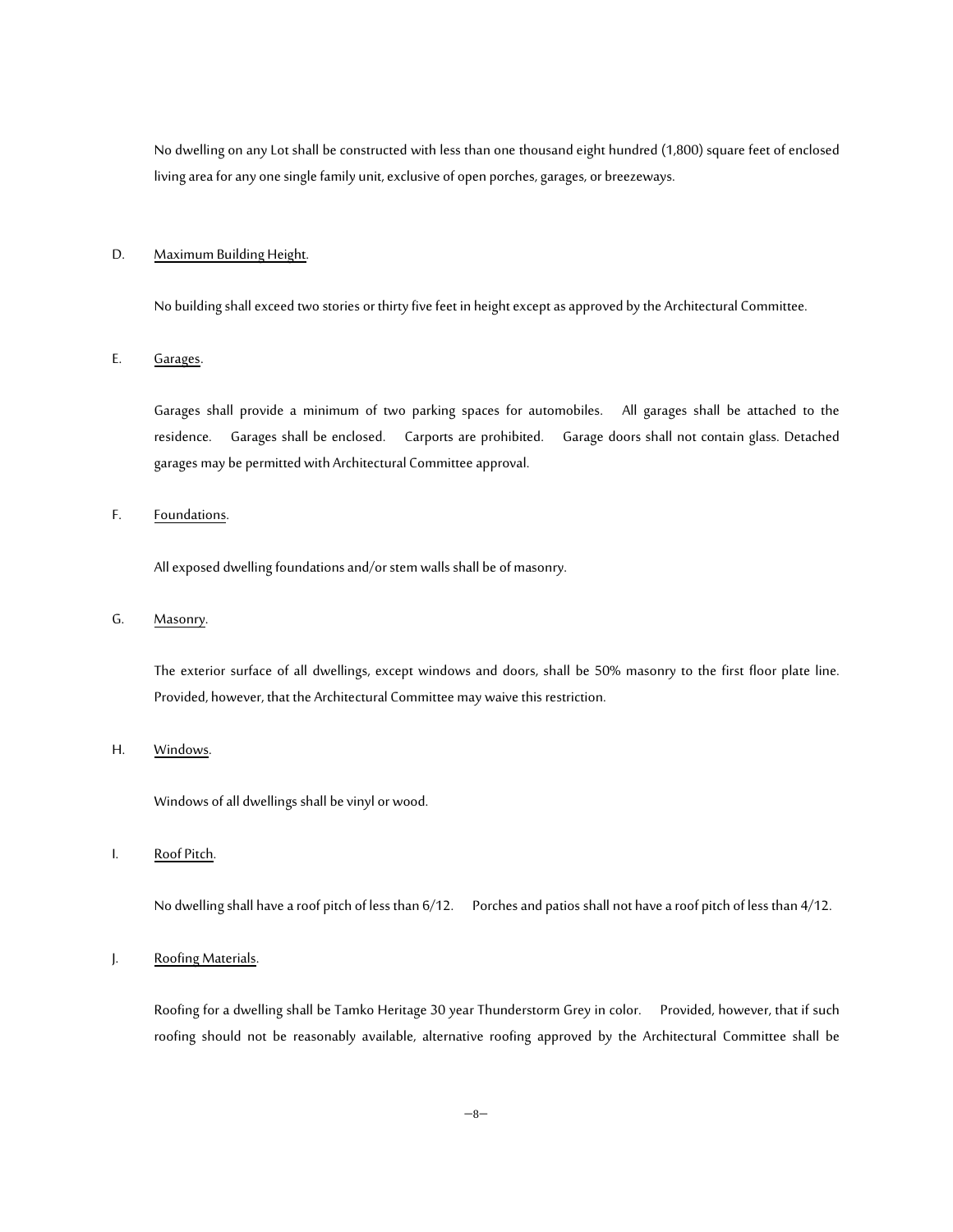No dwelling on any Lot shall be constructed with less than one thousand eight hundred (1,800) square feet of enclosed living area for any one single family unit, exclusive of open porches, garages, or breezeways.

D. Maximum Building Height.

No building shall exceed two stories or thirty five feet in height except as approved by the Architectural Committee.

E. Garages.

Garages shall provide a minimum of two parking spaces for automobiles. All garages shall be attached to the residence. Garages shall be enclosed. Carports are prohibited. Garage doors shall not contain glass. Detached garages may be permitted with Architectural Committee approval.

F. Foundations.

All exposed dwelling foundations and/or stem walls shall be of masonry.

G. Masonry.

The exterior surface of all dwellings, except windows and doors, shall be 50% masonry to the first floor plate line. Provided, however, that the Architectural Committee may waive this restriction.

H. Windows.

Windows of all dwellings shall be vinyl or wood.

I. Roof Pitch.

No dwelling shall have a roof pitch of less than 6/12. Porches and patios shall not have a roof pitch of less than 4/12.

J. Roofing Materials.

Roofing for a dwelling shall be Tamko Heritage 30 year Thunderstorm Grey in color. Provided, however, that if such roofing should not be reasonably available, alternative roofing approved by the Architectural Committee shall be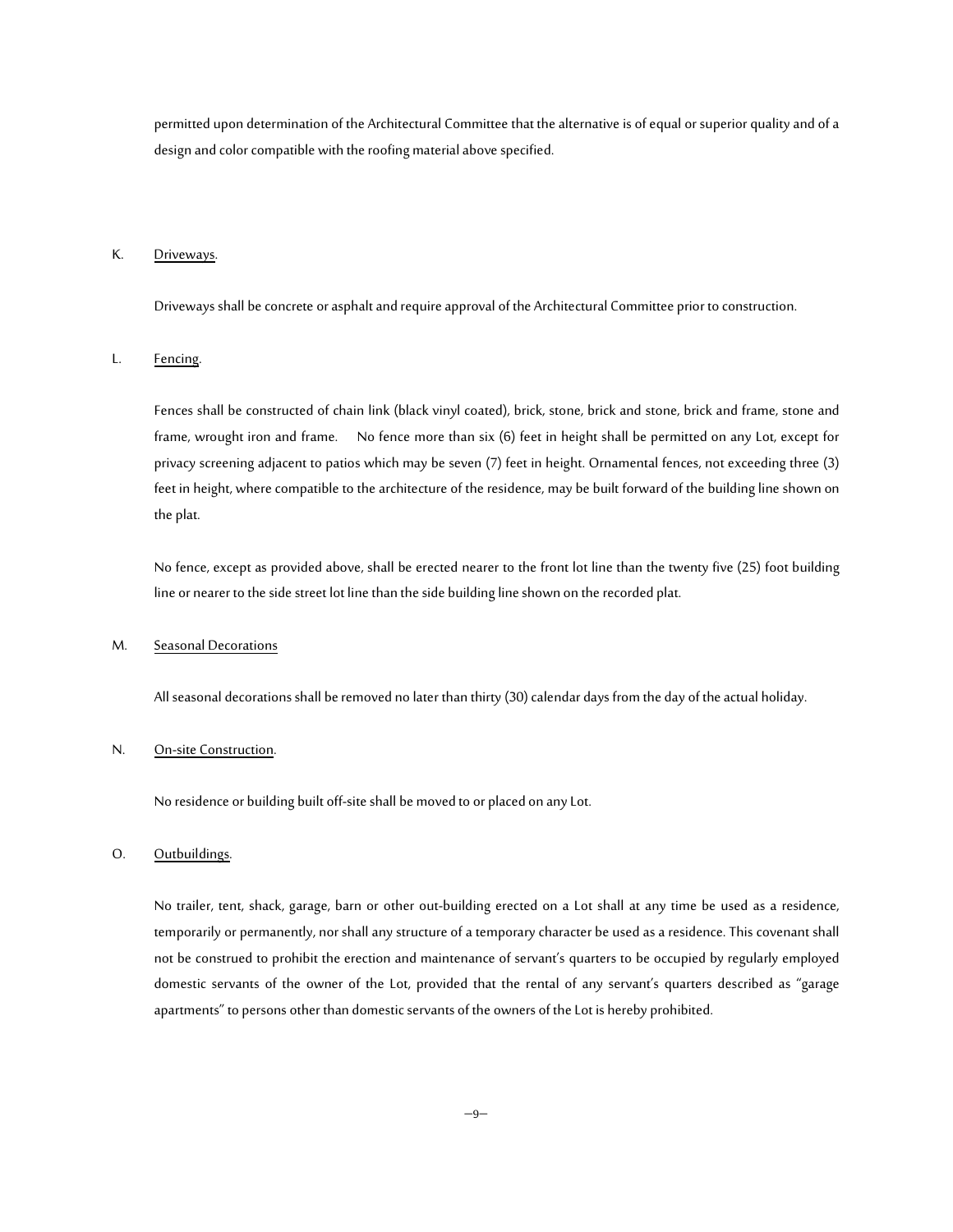permitted upon determination of the Architectural Committee that the alternative is of equal or superior quality and of a design and color compatible with the roofing material above specified.

K. Driveways.

Driveways shall be concrete or asphalt and require approval of the Architectural Committee prior to construction.

L. Fencing.

Fences shall be constructed of chain link (black vinyl coated), brick, stone, brick and stone, brick and frame, stone and frame, wrought iron and frame. No fence more than six (6) feet in height shall be permitted on any Lot, except for privacy screening adjacent to patios which may be seven (7) feet in height. Ornamental fences, not exceeding three (3) feet in height, where compatible to the architecture of the residence, may be built forward of the building line shown on the plat.

No fence, except as provided above, shall be erected nearer to the front lot line than the twenty five (25) foot building line or nearer to the side street lot line than the side building line shown on the recorded plat.

M. Seasonal Decorations

All seasonal decorations shall be removed no later than thirty (30) calendar days from the day of the actual holiday.

N. On-site Construction.

No residence or building built off-site shall be moved to or placed on any Lot.

O. Outbuildings.

No trailer, tent, shack, garage, barn or other out-building erected on a Lot shall at any time be used as a residence, temporarily or permanently, nor shall any structure of a temporary character be used as a residence. This covenant shall not be construed to prohibit the erection and maintenance of servant's quarters to be occupied by regularly employed domestic servants of the owner of the Lot, provided that the rental of any servant's quarters described as "garage apartments" to persons other than domestic servants of the owners of the Lot is hereby prohibited.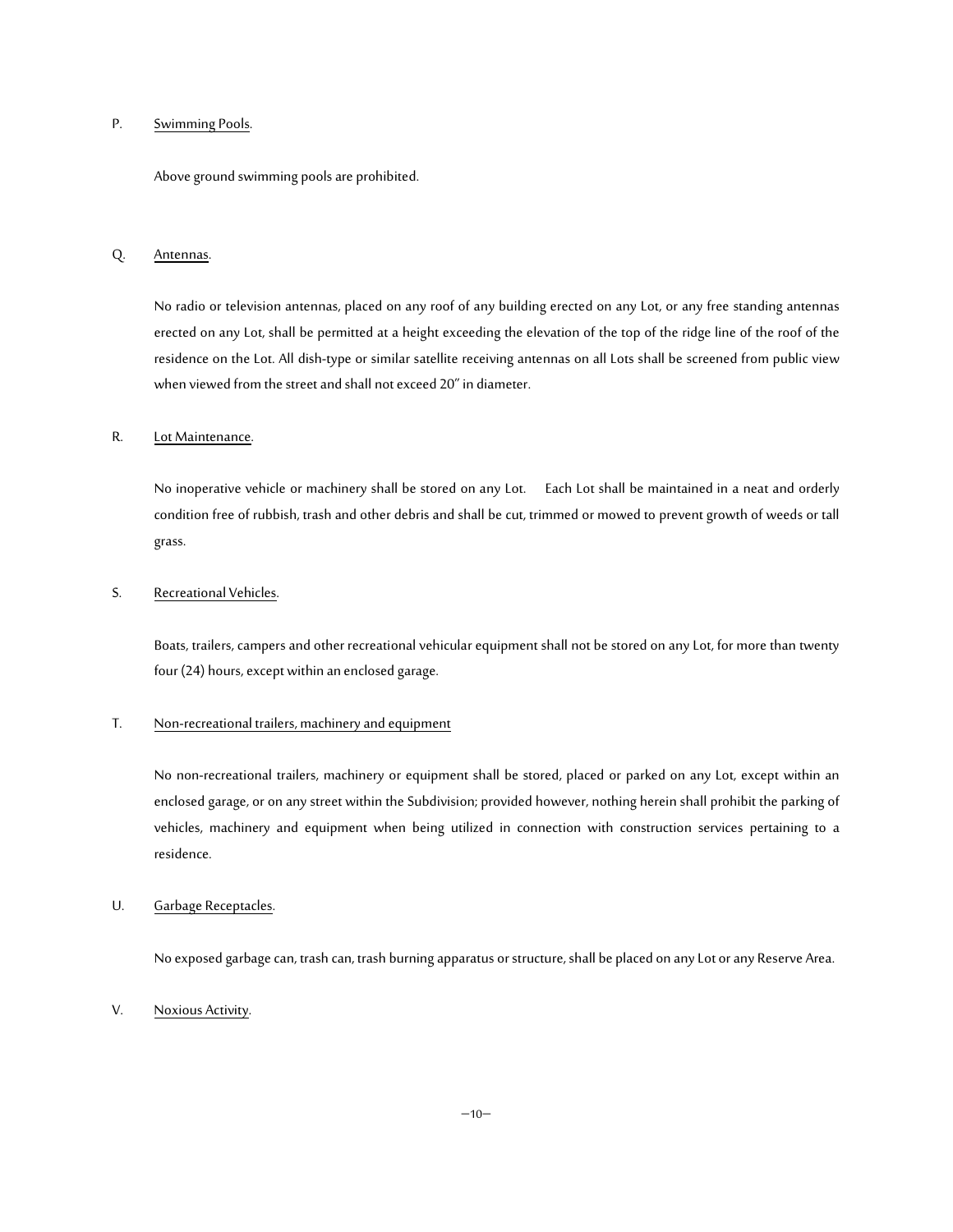P. <u>Swimming Pools</u>.

Above ground swimming pools are prohibited.

Q. <u>Antennas</u>.

No radio or television antennas, placed on any roof of any building erected on any Lot, or any free standing antennas erected on any Lot, shall be permitted at a height exceeding the elevation of the top of the ridge line of the roof of the residence on the Lot. All dish-type or similar satellite receiving antennas on all Lots shall be screened from public view when viewed from the street and shall not exceed 20" in diameter.

R. <u>Lot Maintenance</u>.

No inoperative vehicle or machinery shall be stored on any Lot. Each Lot shall be maintained in a neat and orderly condition free of rubbish, trash and other debris and shall be cut, trimmed or mowed to prevent growth of weeds or tall grass.

S. <u>Recreational Vehicles</u>.

Boats, trailers, campers and other recreational vehicular equipment shall not be stored on any Lot, for more than twenty four (24) hours, except within an enclosed garage.

T. <u>Non-recreational trailers, machinery and equipment</u>

No non-recreational trailers, machinery or equipment shall be stored, placed or parked on any Lot, except within an enclosed garage, or on any street within the Subdivision; provided however, nothing herein shall prohibit the parking of vehicles, machinery and equipment when being utilized in connection with construction services pertaining to a residence.

U. <u>Garbage Receptacles</u>.

No exposed garbage can, trash can, trash burning apparatus or structure, shall be placed on any Lot or any Reserve Area.

V. <u>Noxious Activity</u>.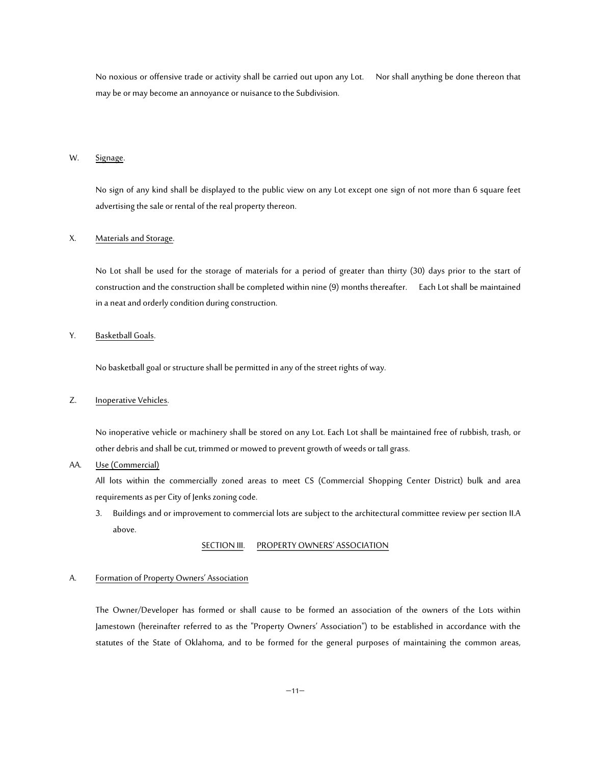No noxious or offensive trade or activity shall be carried out upon any Lot. Nor shall anything be done thereon that may be or may become an annoyance or nuisance to the Subdivision.

W. Signage.

No sign of any kind shall be displayed to the public view on any Lot except one sign of not more than 6 square feet advertising the sale or rental of the real property thereon.

X. Materials and Storage.

No Lot shall be used for the storage of materials for a period of greater than thirty (30) days prior to the start of construction and the construction shall be completed within nine (9) months thereafter. Each Lot shall be maintained in a neat and orderly condition during construction.

Y. Basketball Goals.

No basketball goal or structure shall be permitted in any of the street rights of way.

Z. Inoperative Vehicles.

No inoperative vehicle or machinery shall be stored on any Lot. Each Lot shall be maintained free of rubbish, trash, or other debris and shall be cut, trimmed or mowed to prevent growth of weeds or tall grass.

AA. Use (Commercial)

All lots within the commercially zoned areas to meet CS (Commercial Shopping Center District) bulk and area requirements as per City of Jenks zoning code.

3. Buildings and or improvement to commercial lots are subject to the architectural committee review per section II.A above.

## SECTION III. PROPERTY OWNERS' ASSOCIATION

A. Formation of Property Owners' Association

The Owner/Developer has formed or shall cause to be formed an association of the owners of the Lots within Jamestown (hereinafter referred to as the "Property Owners' Association") to be established in accordance with the statutes of the State of Oklahoma, and to be formed for the general purposes of maintaining the common areas,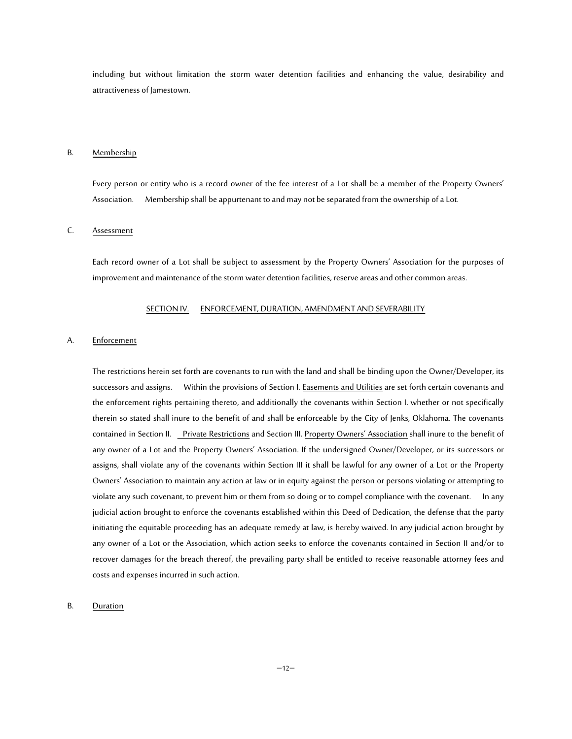including but without limitation the storm water detention facilities and enhancing the value, desirability and attractiveness of Jamestown.

B. Membership

Every person or entity who is a record owner of the fee interest of a Lot shall be a member of the Property Owners' Association. Membership shall be appurtenant to and may not be separated from the ownership of a Lot.

C. Assessment

Each record owner of a Lot shall be subject to assessment by the Property Owners' Association for the purposes of improvement and maintenance of the storm water detention facilities, reserve areas and other common areas.

## SECTION IV. ENFORCEMENT, DURATION, AMENDMENT AND SEVERABILITY

A. Enforcement

The restrictions herein set forth are covenants to run with the land and shall be binding upon the Owner/Developer, its successors and assigns. Within the provisions of Section I. Easements and Utilities are set forth certain covenants and the enforcement rights pertaining thereto, and additionally the covenants within Section I. whether or not specifically therein so stated shall inure to the benefit of and shall be enforceable by the City of Jenks, Oklahoma. The covenants contained in Section II. Private Restrictions and Section III. Property Owners' Association shall inure to the benefit of any owner of a Lot and the Property Owners' Association. If the undersigned Owner/Developer, or its successors or assigns, shall violate any of the covenants within Section III it shall be lawful for any owner of a Lot or the Property Owners' Association to maintain any action at law or in equity against the person or persons violating or attempting to violate any such covenant, to prevent him or them from so doing or to compel compliance with the covenant. In any judicial action brought to enforce the covenants established within this Deed of Dedication, the defense that the party initiating the equitable proceeding has an adequate remedy at law, is hereby waived. In any judicial action brought by any owner of a Lot or the Association, which action seeks to enforce the covenants contained in Section II and/or to recover damages for the breach thereof, the prevailing party shall be entitled to receive reasonable attorney fees and costs and expenses incurred in such action.

B. Duration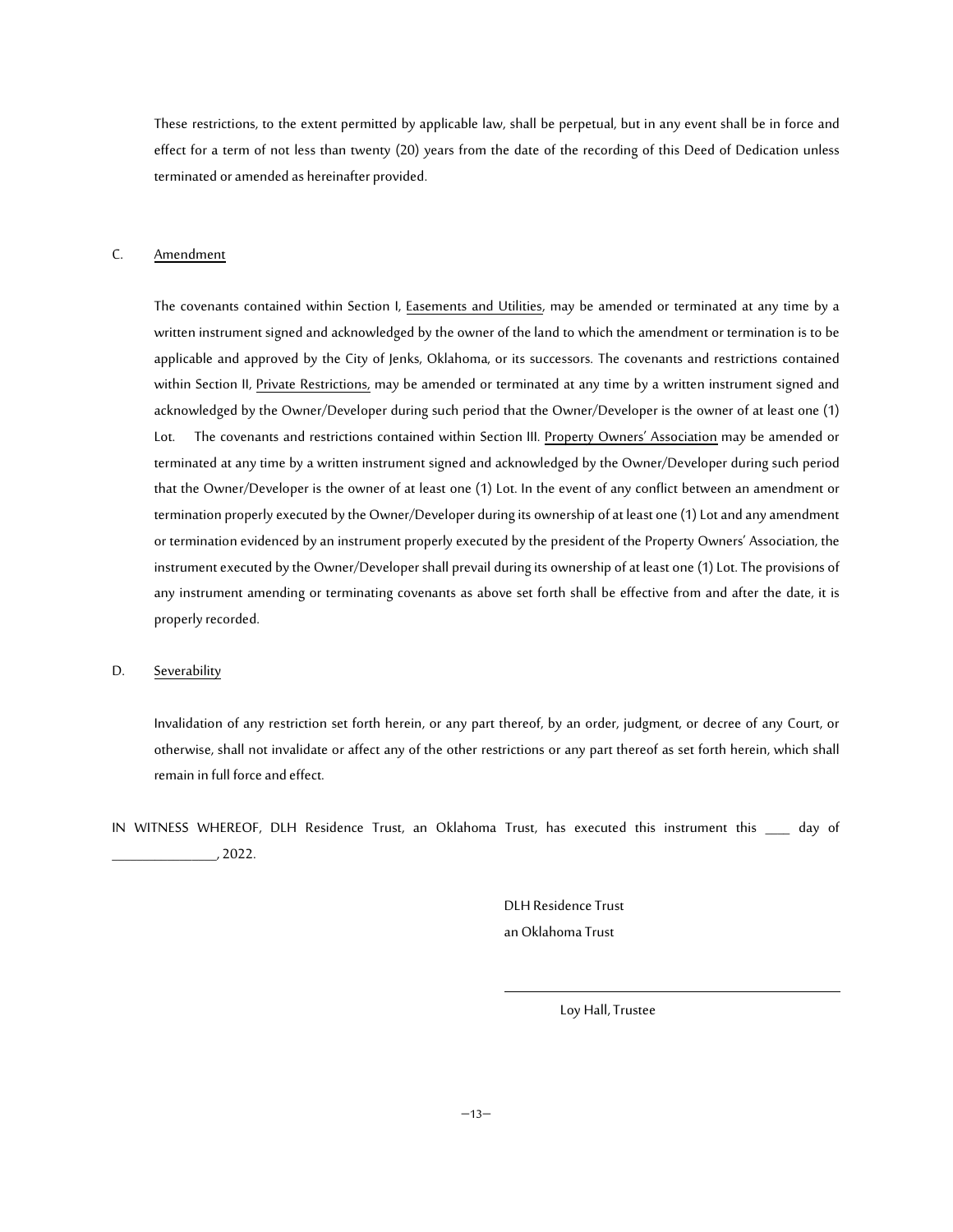These restrictions, to the extent permitted by applicable law, shall be perpetual, but in any event shall be in force and effect for a term of not less than twenty (20) years from the date of the recording of this Deed of Dedication unless terminated or amended as hereinafter provided.

C. Amendment

The covenants contained within Section I, Easements and Utilities, may be amended or terminated at any time by a written instrument signed and acknowledged by the owner of the land to which the amendment or termination is to be applicable and approved by the City of Jenks, Oklahoma, or its successors. The covenants and restrictions contained within Section II, Private Restrictions, may be amended or terminated at any time by a written instrument signed and acknowledged by the Owner/Developer during such period that the Owner/Developer is the owner of at least one (1) Lot. The covenants and restrictions contained within Section III. Property Owners' Association may be amended or terminated at any time by a written instrument signed and acknowledged by the Owner/Developer during such period that the Owner/Developer is the owner of at least one (1) Lot. In the event of any conflict between an amendment or termination properly executed by the Owner/Developer during its ownership of at least one (1) Lot and any amendment or termination evidenced by an instrument properly executed by the president of the Property Owners' Association, the instrument executed by the Owner/Developer shall prevail during its ownership of at least one (1) Lot. The provisions of any instrument amending or terminating covenants as above set forth shall be effective from and after the date, it is properly recorded.

D. Severability

Invalidation of any restriction set forth herein, or any part thereof, by an order, judgment, or decree of any Court, or otherwise, shall not invalidate or affect any of the other restrictions or any part thereof as set forth herein, which shall remain in full force and effect.

IN WITNESS WHEREOF, DLH Residence Trust, an Oklahoma Trust, has executed this instrument this ____ day of _______________, 2022.

DLH Residence Trust
an Oklahoma Trust

_________________________________

Loy Hall, Trustee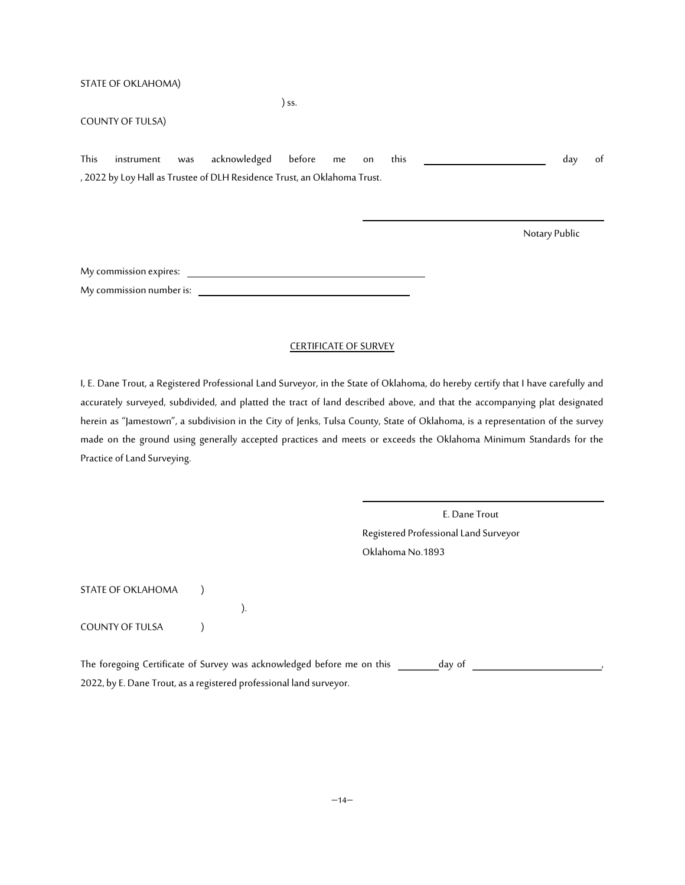STATE OF OKLAHOMA)

) ss.

COUNTY OF TULSA)

This instrument was acknowledged before me on this \_\_\_\_\_\_\_\_\_\_\_\_\_\_\_\_\_\_\_\_ day of , 2022 by Loy Hall as Trustee of DLH Residence Trust, an Oklahoma Trust.

\_\_\_\_\_\_\_\_\_\_\_\_\_\_\_\_\_\_\_\_\_\_\_\_\_\_\_\_\_\_\_\_\_\_\_\_\_\_\_\_

Notary Public

My commission expires: \_\_\_\_\_\_\_\_\_\_\_\_\_\_\_\_\_\_\_\_\_\_\_\_\_\_\_\_\_\_\_\_\_\_\_\_\_\_\_\_

My commission number is: \_\_\_\_\_\_\_\_\_\_\_\_\_\_\_\_\_\_\_\_\_\_\_\_\_\_\_\_\_\_\_\_\_\_\_\_

CERTIFICATE OF SURVEY

I, E. Dane Trout, a Registered Professional Land Surveyor, in the State of Oklahoma, do hereby certify that I have carefully and accurately surveyed, subdivided, and platted the tract of land described above, and that the accompanying plat designated herein as "Jamestown", a subdivision in the City of Jenks, Tulsa County, State of Oklahoma, is a representation of the survey made on the ground using generally accepted practices and meets or exceeds the Oklahoma Minimum Standards for the Practice of Land Surveying.

\_\_\_\_\_\_\_\_\_\_\_\_\_\_\_\_\_\_\_\_\_\_\_\_\_\_\_\_\_\_\_\_\_\_\_\_\_\_\_\_

E. Dane Trout

Registered Professional Land Surveyor

Oklahoma No.1893

STATE OF OKLAHOMA )

).

COUNTY OF TULSA )

The foregoing Certificate of Survey was acknowledged before me on this \_\_\_\_\_\_\_\_day of \_\_\_\_\_\_\_\_\_\_\_\_\_\_\_\_\_\_\_\_\_\_\_\_, 2022, by E. Dane Trout, as a registered professional land surveyor.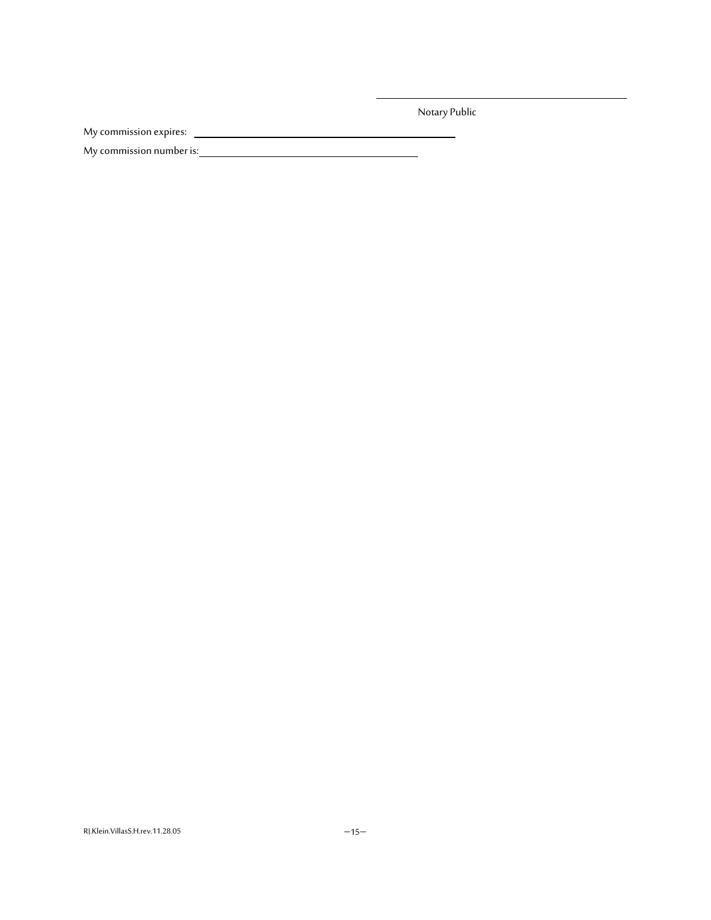\_\_\_\_\_\_\_\_\_\_\_\_\_\_\_\_\_\_\_\_\_\_\_\_\_\_\_\_\_\_\_\_\_\_\_\_\_\_\_\_

Notary Public

My commission expires: \_\_\_\_\_\_\_\_\_\_\_\_\_\_\_\_\_\_\_\_\_\_\_\_\_\_\_\_\_\_\_\_\_\_\_\_\_\_\_\_

My commission number is: \_\_\_\_\_\_\_\_\_\_\_\_\_\_\_\_\_\_\_\_\_\_\_\_\_\_\_\_\_\_\_\_\_\_\_\_

RJ.Klein.VillasS.H.rev.11.28.05